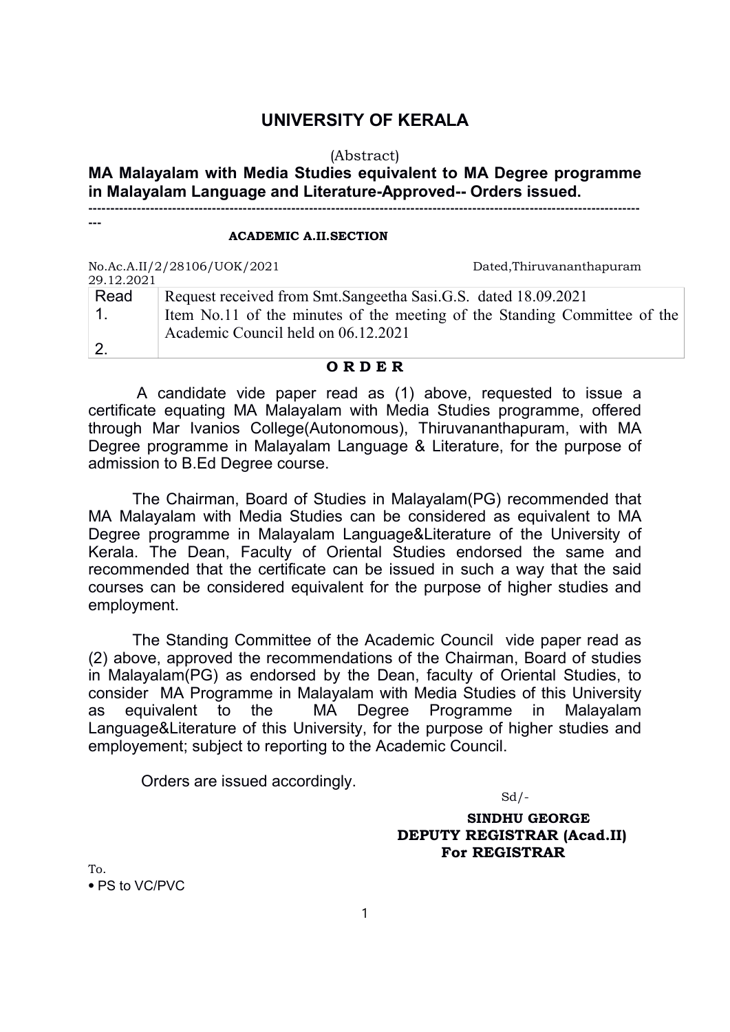# UNIVERSITY OF KERALA

(Abstract)

**MA Malayalam with Media Studies equivalent to MA Degree programme in Malayalam Language and Literature-Approved-- Orders issued.**

---

**ACADEMIC A.II.SECTION**

No.Ac.A.II/2/28106/UOK/2021 Dated,Thiruvananthapuram 29.12.2021

| Read | |
|---|---|
| 1. | Request received from Smt.Sangeetha Sasi.G.S. dated 18.09.2021 |
| 2. | Item No.11 of the minutes of the meeting of the Standing Committee of the Academic Council held on 06.12.2021 |

**O R D E R**

A candidate vide paper read as (1) above, requested to issue a certificate equating MA Malayalam with Media Studies programme, offered through Mar Ivanios College(Autonomous), Thiruvananthapuram, with MA Degree programme in Malayalam Language & Literature, for the purpose of admission to B.Ed Degree course.

The Chairman, Board of Studies in Malayalam(PG) recommended that MA Malayalam with Media Studies can be considered as equivalent to MA Degree programme in Malayalam Language&Literature of the University of Kerala. The Dean, Faculty of Oriental Studies endorsed the same and recommended that the certificate can be issued in such a way that the said courses can be considered equivalent for the purpose of higher studies and employment.

The Standing Committee of the Academic Council vide paper read as (2) above, approved the recommendations of the Chairman, Board of studies in Malayalam(PG) as endorsed by the Dean, faculty of Oriental Studies, to consider MA Programme in Malayalam with Media Studies of this University as equivalent to the MA Degree Programme in Malayalam Language&Literature of this University, for the purpose of higher studies and employement; subject to reporting to the Academic Council.

Orders are issued accordingly.

Sd/-

**SINDHU GEORGE**
**DEPUTY REGISTRAR (Acad.II)**
**For REGISTRAR**

To.

- PS to VC/PVC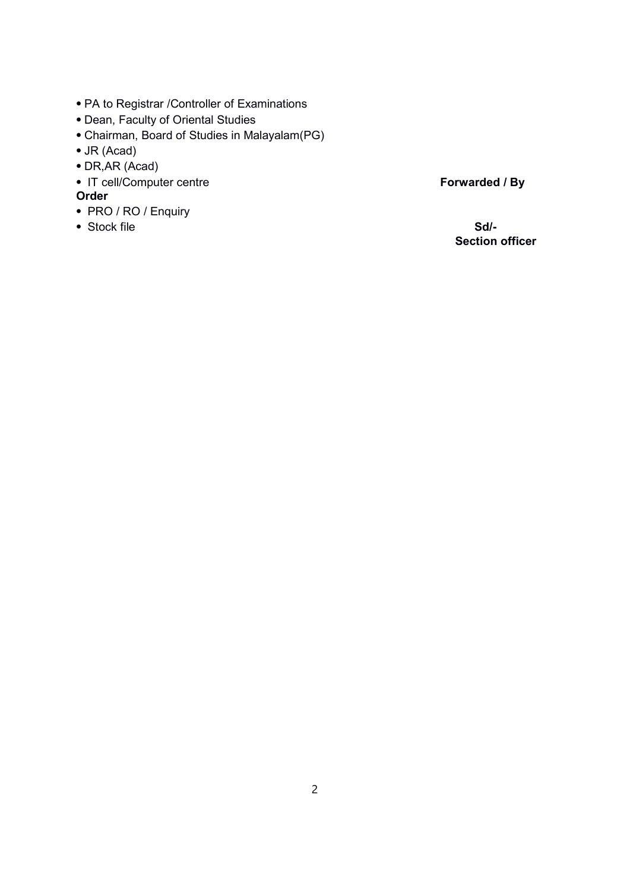- PA to Registrar /Controller of Examinations
- Dean, Faculty of Oriental Studies
- Chairman, Board of Studies in Malayalam(PG)
- JR (Acad)
- DR,AR (Acad)
- IT cell/Computer centre

**Forwarded / By Order**

- PRO / RO / Enquiry
- Stock file

**Sd/-**

**Section officer**